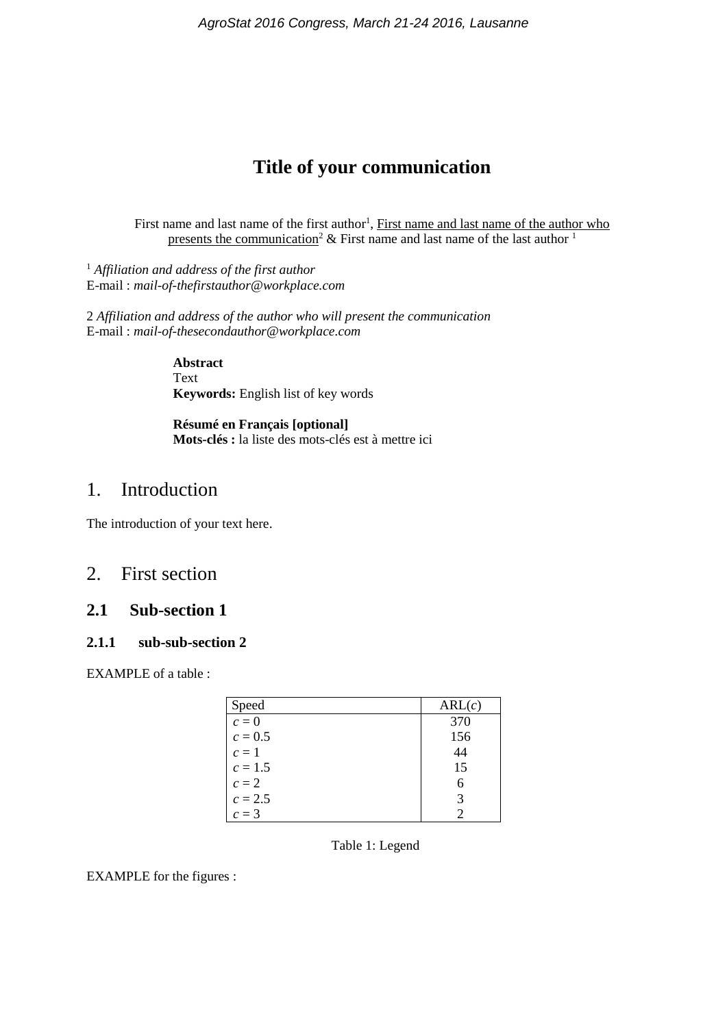# Title of your communication

First name and last name of the first author[1], First name and last name of the author who presents the communication[2] & First name and last name of the last author [1]

[1] *Affiliation and address of the first author*
E-mail : *mail-of-thefirstauthor@workplace.com*

2 *Affiliation and address of the author who will present the communication*
E-mail : *mail-of-thesecondauthor@workplace.com*

**Abstract**
Text
**Keywords:** English list of key words

**Résumé en Français [optional]**
**Mots-clés :** la liste des mots-clés est à mettre ici

## 1. Introduction

The introduction of your text here.

## 2. First section

### 2.1 Sub-section 1

#### 2.1.1 sub-sub-section 2

EXAMPLE of a table :

| Speed | ARL($c$) |
|---|---|
| $c = 0$ | 370 |
| $c = 0.5$ | 156 |
| $c = 1$ | 44 |
| $c = 1.5$ | 15 |
| $c = 2$ | 6 |
| $c = 2.5$ | 3 |
| $c = 3$ | 2 |

Table 1: Legend

EXAMPLE for the figures :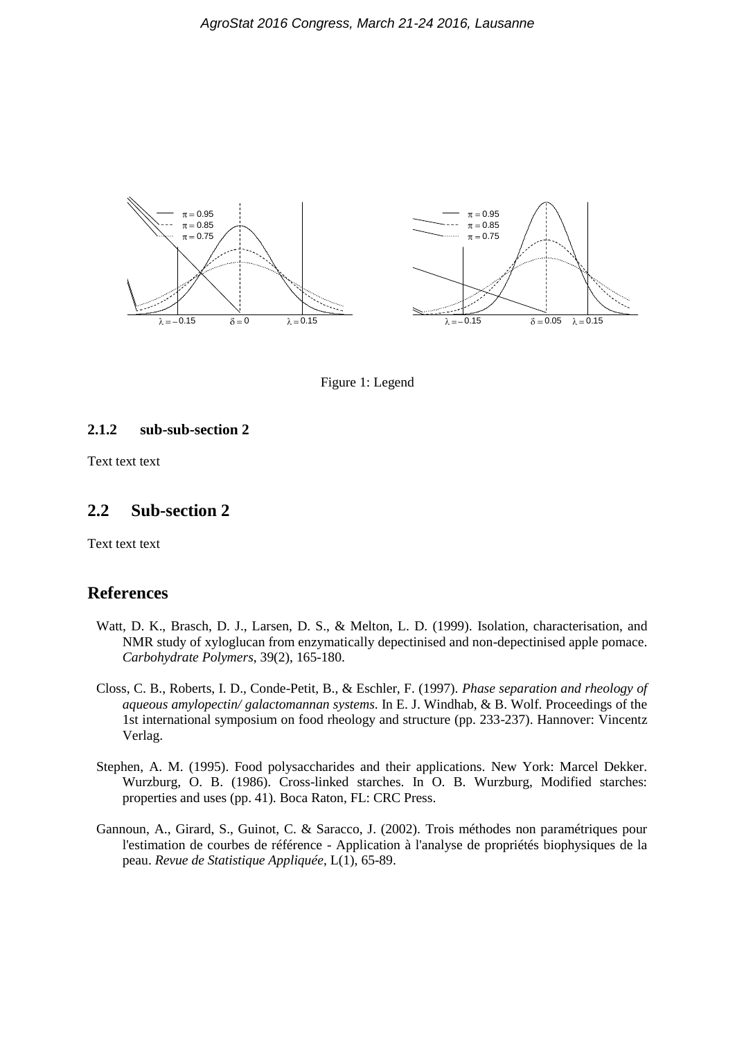$\pi = 0.95$
$\pi = 0.85$
$\pi = 0.75$
$\lambda = -0.15$
$\delta = 0$
$\lambda = 0.15$

$\pi = 0.95$
$\pi = 0.85$
$\pi = 0.75$
$\lambda = -0.15$
$\delta = 0.05$
$\lambda = 0.15$

Figure 1: Legend

#### 2.1.2 sub-sub-section 2

Text text text

### 2.2 Sub-section 2

Text text text

## References

Watt, D. K., Brasch, D. J., Larsen, D. S., & Melton, L. D. (1999). Isolation, characterisation, and NMR study of xyloglucan from enzymatically depectinised and non-depectinised apple pomace. *Carbohydrate Polymers*, 39(2), 165-180.

Closs, C. B., Roberts, I. D., Conde-Petit, B., & Eschler, F. (1997). *Phase separation and rheology of aqueous amylopectin/ galactomannan systems*. In E. J. Windhab, & B. Wolf. Proceedings of the 1st international symposium on food rheology and structure (pp. 233-237). Hannover: Vincentz Verlag.

Stephen, A. M. (1995). Food polysaccharides and their applications. New York: Marcel Dekker. Wurzburg, O. B. (1986). Cross-linked starches. In O. B. Wurzburg, Modified starches: properties and uses (pp. 41). Boca Raton, FL: CRC Press.

Gannoun, A., Girard, S., Guinot, C. & Saracco, J. (2002). Trois méthodes non paramétriques pour l'estimation de courbes de référence - Application à l'analyse de propriétés biophysiques de la peau. *Revue de Statistique Appliquée*, L(1), 65-89.